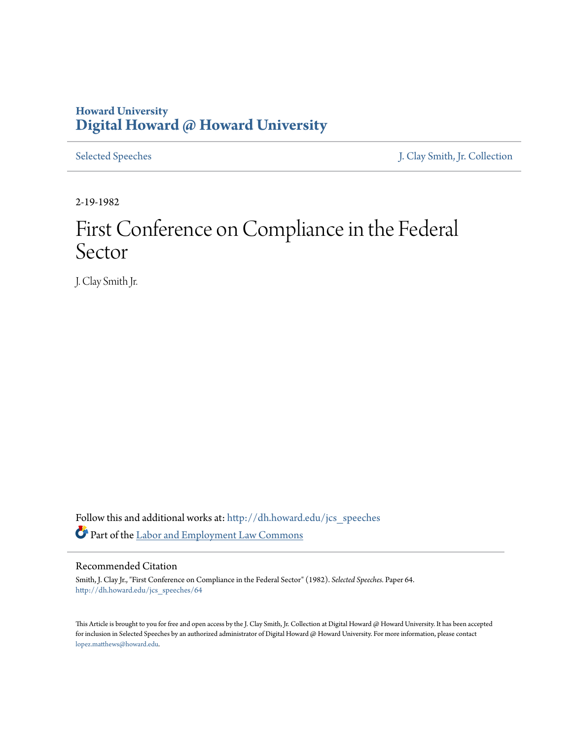Howard University
**Digital Howard @ Howard University**

Selected Speeches | J. Clay Smith, Jr. Collection

2-19-1982

# First Conference on Compliance in the Federal Sector

J. Clay Smith Jr.

Follow this and additional works at: http://dh.howard.edu/jcs_speeches

Part of the Labor and Employment Law Commons

## Recommended Citation

Smith, J. Clay Jr., "First Conference on Compliance in the Federal Sector" (1982). *Selected Speeches.* Paper 64.
http://dh.howard.edu/jcs_speeches/64

This Article is brought to you for free and open access by the J. Clay Smith, Jr. Collection at Digital Howard @ Howard University. It has been accepted for inclusion in Selected Speeches by an authorized administrator of Digital Howard @ Howard University. For more information, please contact lopez.matthews@howard.edu.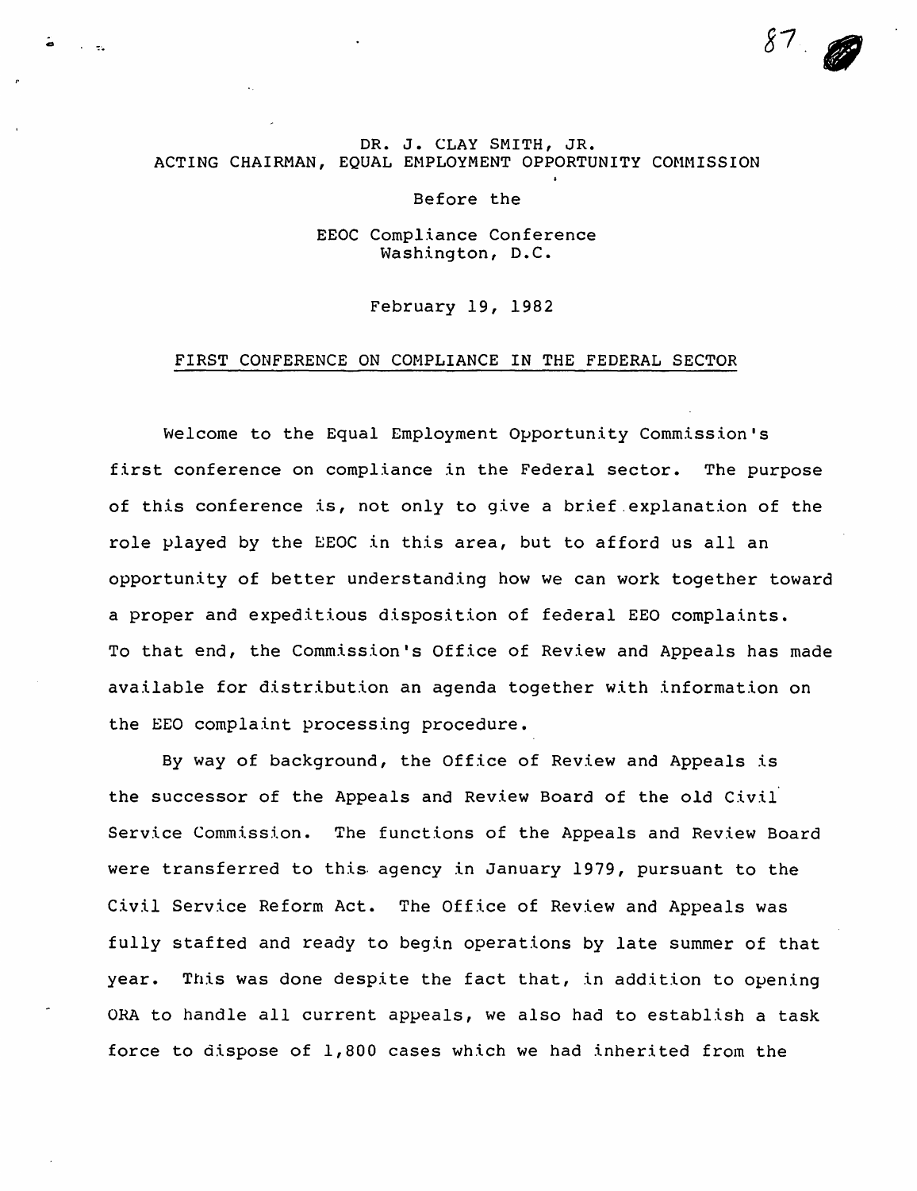DR. J. CLAY SMITH, JR.
ACTING CHAIRMAN, EQUAL EMPLOYMENT OPPORTUNITY COMMISSION

Before the

EEOC Compliance Conference
Washington, D.C.

February 19, 1982

## FIRST CONFERENCE ON COMPLIANCE IN THE FEDERAL SECTOR

Welcome to the Equal Employment Opportunity Commission's first conference on compliance in the Federal sector. The purpose of this conference is, not only to give a brief explanation of the role played by the EEOC in this area, but to afford us all an opportunity of better understanding how we can work together toward a proper and expeditious disposition of federal EEO complaints. To that end, the Commission's Office of Review and Appeals has made available for distribution an agenda together with information on the EEO complaint processing procedure.

By way of background, the Office of Review and Appeals is the successor of the Appeals and Review Board of the old Civil Service Commission. The functions of the Appeals and Review Board were transferred to this agency in January 1979, pursuant to the Civil Service Reform Act. The Office of Review and Appeals was fully staffed and ready to begin operations by late summer of that year. This was done despite the fact that, in addition to opening ORA to handle all current appeals, we also had to establish a task force to dispose of 1,800 cases which we had inherited from the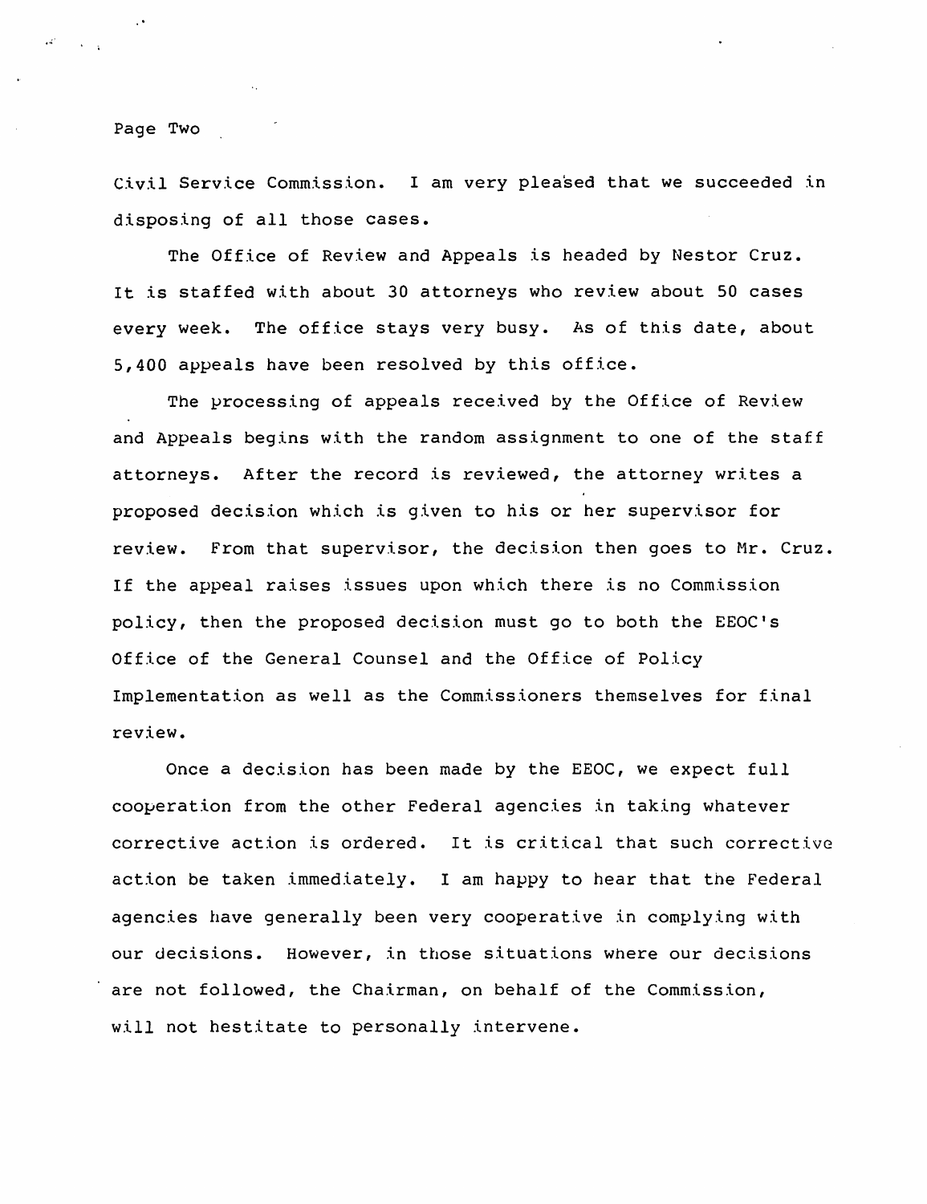Civil Service Commission. I am very pleased that we succeeded in disposing of all those cases.

The Office of Review and Appeals is headed by Nestor Cruz. It is staffed with about 30 attorneys who review about 50 cases every week. The office stays very busy. As of this date, about 5,400 appeals have been resolved by this office.

The processing of appeals received by the Office of Review and Appeals begins with the random assignment to one of the staff attorneys. After the record is reviewed, the attorney writes a proposed decision which is given to his or her supervisor for review. From that supervisor, the decision then goes to Mr. Cruz. If the appeal raises issues upon which there is no Commission policy, then the proposed decision must go to both the EEOC's Office of the General Counsel and the Office of Policy Implementation as well as the Commissioners themselves for final review.

Once a decision has been made by the EEOC, we expect full cooperation from the other Federal agencies in taking whatever corrective action is ordered. It is critical that such corrective action be taken immediately. I am happy to hear that the Federal agencies have generally been very cooperative in complying with our decisions. However, in those situations where our decisions are not followed, the Chairman, on behalf of the Commission, will not hestitate to personally intervene.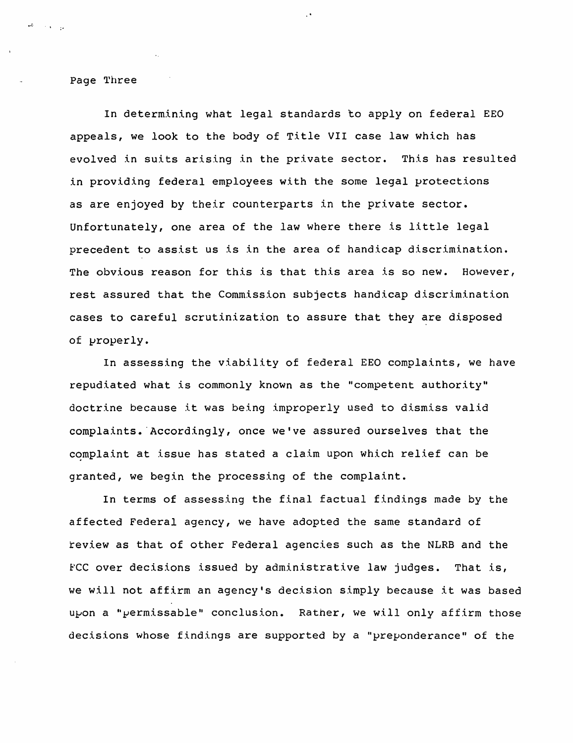In determining what legal standards to apply on federal EEO appeals, we look to the body of Title VII case law which has evolved in suits arising in the private sector. This has resulted in providing federal employees with the some legal protections as are enjoyed by their counterparts in the private sector. Unfortunately, one area of the law where there is little legal precedent to assist us is in the area of handicap discrimination. The obvious reason for this is that this area is so new. However, rest assured that the Commission subjects handicap discrimination cases to careful scrutinization to assure that they are disposed of properly.

In assessing the viability of federal EEO complaints, we have repudiated what is commonly known as the "competent authority" doctrine because it was being improperly used to dismiss valid complaints. Accordingly, once we've assured ourselves that the complaint at issue has stated a claim upon which relief can be granted, we begin the processing of the complaint.

In terms of assessing the final factual findings made by the affected Federal agency, we have adopted the same standard of review as that of other Federal agencies such as the NLRB and the FCC over decisions issued by administrative law judges. That is, we will not affirm an agency's decision simply because it was based upon a "permissable" conclusion. Rather, we will only affirm those decisions whose findings are supported by a "preponderance" of the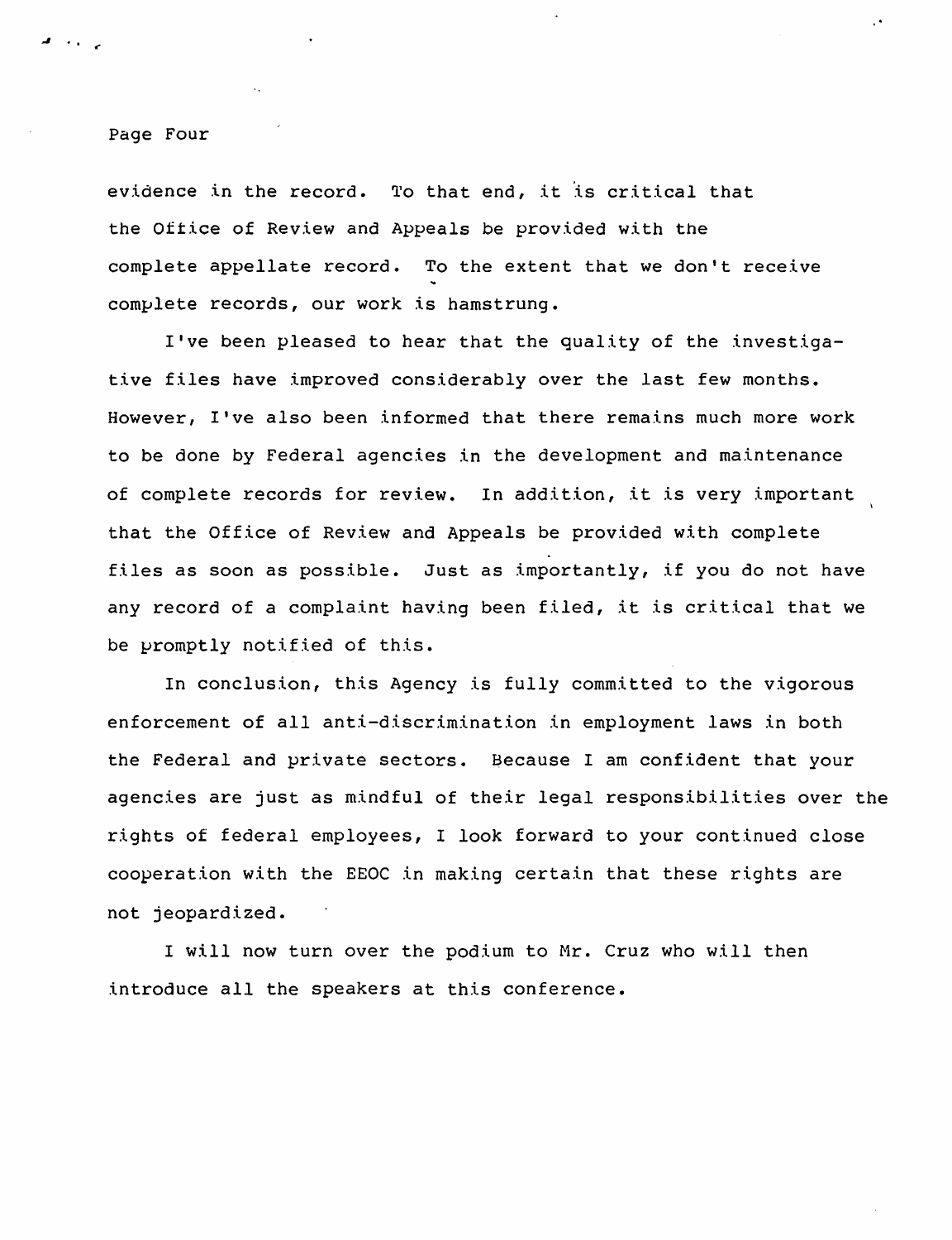evidence in the record. To that end, it is critical that the Office of Review and Appeals be provided with the complete appellate record. To the extent that we don't receive complete records, our work is hamstrung.

I've been pleased to hear that the quality of the investigative files have improved considerably over the last few months. However, I've also been informed that there remains much more work to be done by Federal agencies in the development and maintenance of complete records for review. In addition, it is very important that the Office of Review and Appeals be provided with complete files as soon as possible. Just as importantly, if you do not have any record of a complaint having been filed, it is critical that we be promptly notified of this.

In conclusion, this Agency is fully committed to the vigorous enforcement of all anti-discrimination in employment laws in both the Federal and private sectors. Because I am confident that your agencies are just as mindful of their legal responsibilities over the rights of federal employees, I look forward to your continued close cooperation with the EEOC in making certain that these rights are not jeopardized.

I will now turn over the podium to Mr. Cruz who will then introduce all the speakers at this conference.